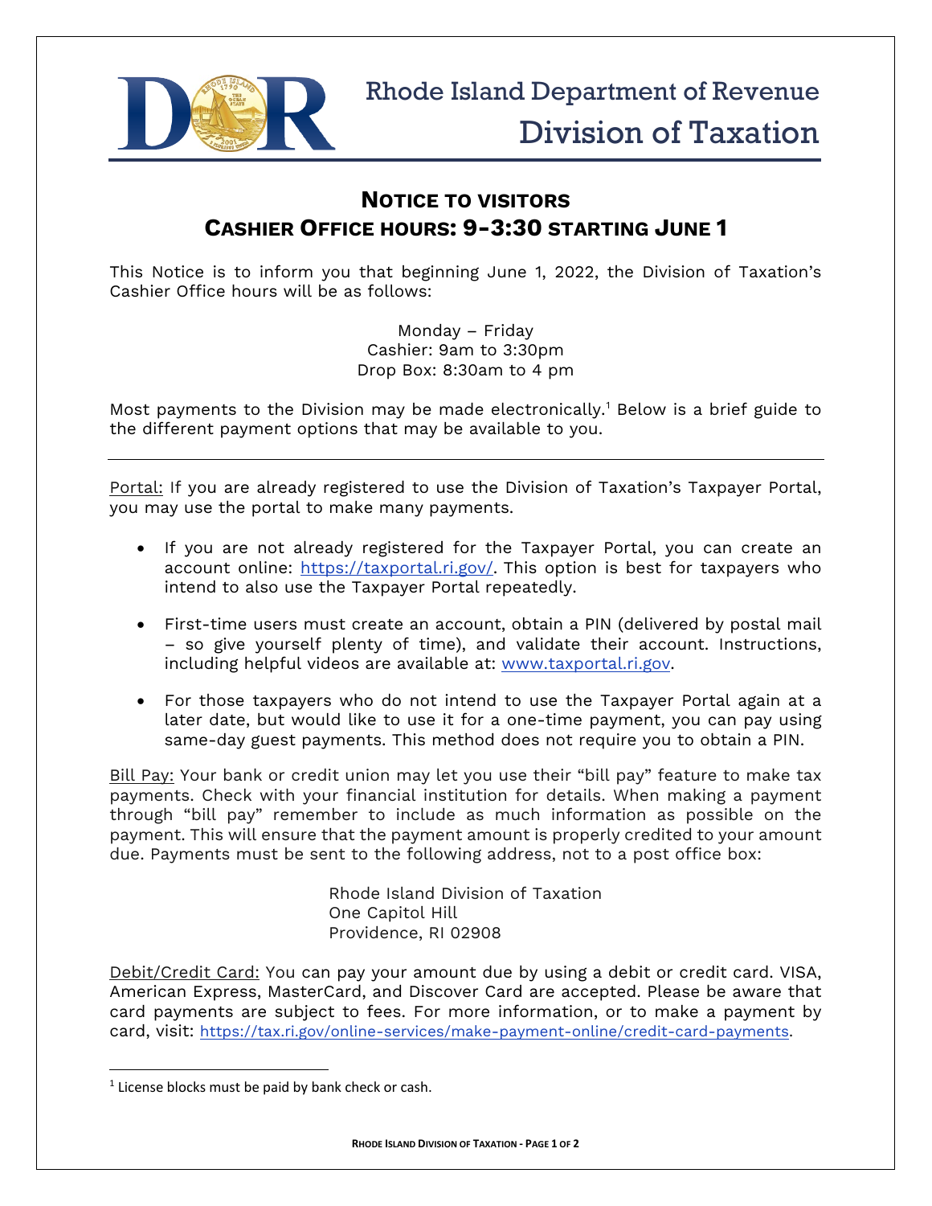Rhode Island Department of Revenue

Division of Taxation

## NOTICE TO VISITORS
## CASHIER OFFICE HOURS: 9-3:30 STARTING JUNE 1

This Notice is to inform you that beginning June 1, 2022, the Division of Taxation's Cashier Office hours will be as follows:

Monday – Friday
Cashier: 9am to 3:30pm
Drop Box: 8:30am to 4 pm

Most payments to the Division may be made electronically.[1] Below is a brief guide to the different payment options that may be available to you.

---

Portal: If you are already registered to use the Division of Taxation's Taxpayer Portal, you may use the portal to make many payments.

- If you are not already registered for the Taxpayer Portal, you can create an account online: https://taxportal.ri.gov/. This option is best for taxpayers who intend to also use the Taxpayer Portal repeatedly.
- First-time users must create an account, obtain a PIN (delivered by postal mail – so give yourself plenty of time), and validate their account. Instructions, including helpful videos are available at: www.taxportal.ri.gov.
- For those taxpayers who do not intend to use the Taxpayer Portal again at a later date, but would like to use it for a one-time payment, you can pay using same-day guest payments. This method does not require you to obtain a PIN.

Bill Pay: Your bank or credit union may let you use their "bill pay" feature to make tax payments. Check with your financial institution for details. When making a payment through "bill pay" remember to include as much information as possible on the payment. This will ensure that the payment amount is properly credited to your amount due. Payments must be sent to the following address, not to a post office box:

Rhode Island Division of Taxation
One Capitol Hill
Providence, RI 02908

Debit/Credit Card: You can pay your amount due by using a debit or credit card. VISA, American Express, MasterCard, and Discover Card are accepted. Please be aware that card payments are subject to fees. For more information, or to make a payment by card, visit: https://tax.ri.gov/online-services/make-payment-online/credit-card-payments.

[1] License blocks must be paid by bank check or cash.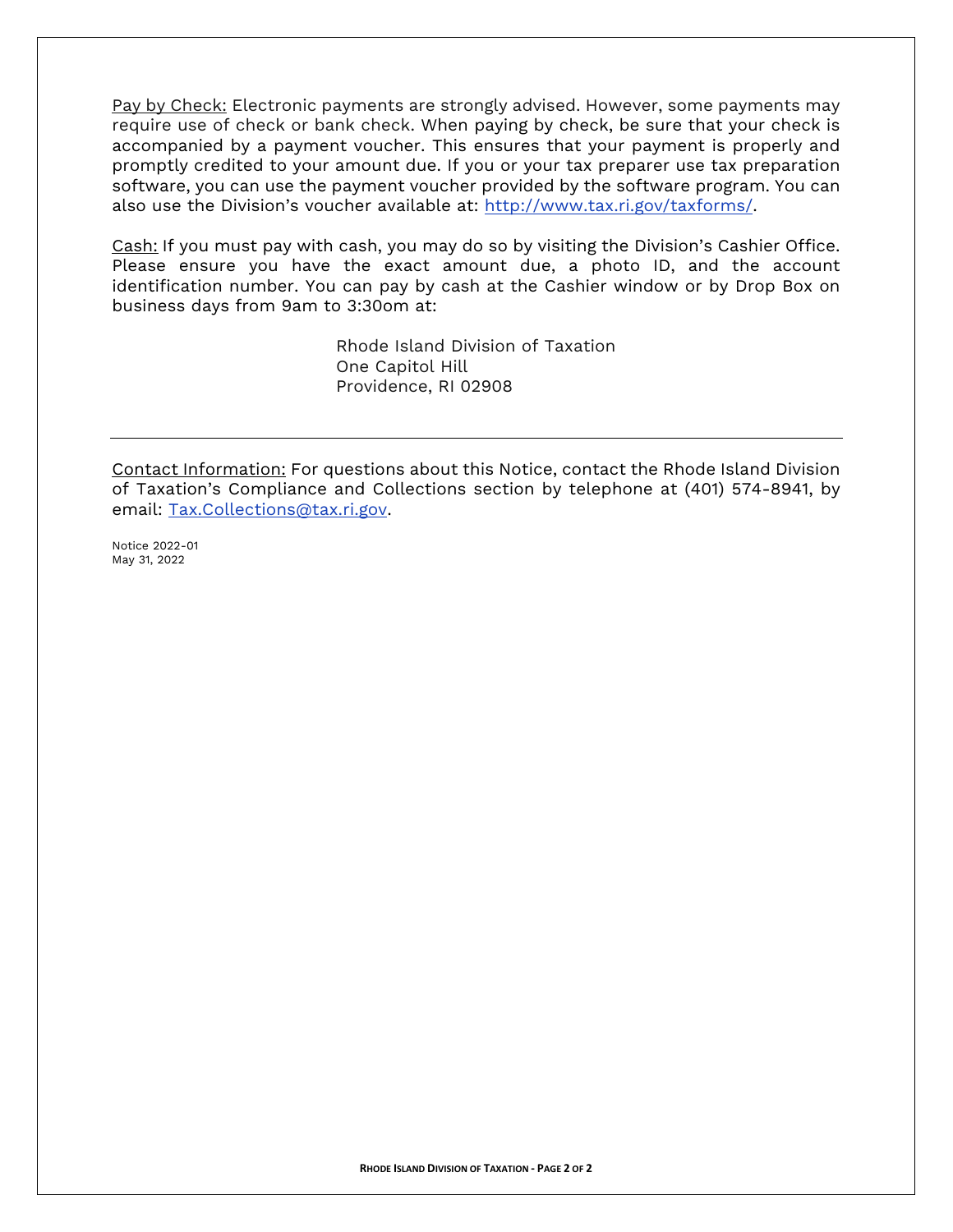Pay by Check: Electronic payments are strongly advised. However, some payments may require use of check or bank check. When paying by check, be sure that your check is accompanied by a payment voucher. This ensures that your payment is properly and promptly credited to your amount due. If you or your tax preparer use tax preparation software, you can use the payment voucher provided by the software program. You can also use the Division's voucher available at: http://www.tax.ri.gov/taxforms/.

Cash: If you must pay with cash, you may do so by visiting the Division's Cashier Office. Please ensure you have the exact amount due, a photo ID, and the account identification number. You can pay by cash at the Cashier window or by Drop Box on business days from 9am to 3:30om at:

Rhode Island Division of Taxation
One Capitol Hill
Providence, RI 02908

---

Contact Information: For questions about this Notice, contact the Rhode Island Division of Taxation's Compliance and Collections section by telephone at (401) 574-8941, by email: Tax.Collections@tax.ri.gov.

Notice 2022-01
May 31, 2022